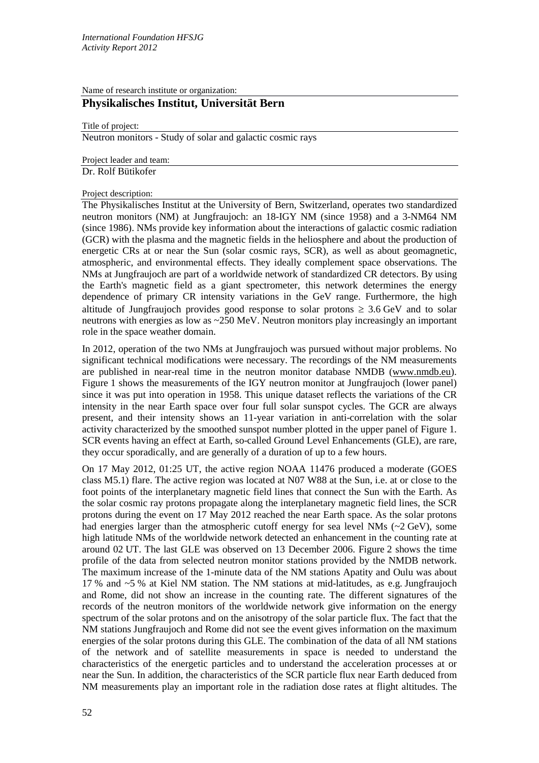Name of research institute or organization:

## Physikalisches Institut, Universität Bern

Title of project:

Neutron monitors - Study of solar and galactic cosmic rays

Project leader and team:

Dr. Rolf Bütikofer

Project description:

The Physikalisches Institut at the University of Bern, Switzerland, operates two standardized neutron monitors (NM) at Jungfraujoch: an 18-IGY NM (since 1958) and a 3-NM64 NM (since 1986). NMs provide key information about the interactions of galactic cosmic radiation (GCR) with the plasma and the magnetic fields in the heliosphere and about the production of energetic CRs at or near the Sun (solar cosmic rays, SCR), as well as about geomagnetic, atmospheric, and environmental effects. They ideally complement space observations. The NMs at Jungfraujoch are part of a worldwide network of standardized CR detectors. By using the Earth's magnetic field as a giant spectrometer, this network determines the energy dependence of primary CR intensity variations in the GeV range. Furthermore, the high altitude of Jungfraujoch provides good response to solar protons $\geq$ 3.6 GeV and to solar neutrons with energies as low as ~250 MeV. Neutron monitors play increasingly an important role in the space weather domain.

In 2012, operation of the two NMs at Jungfraujoch was pursued without major problems. No significant technical modifications were necessary. The recordings of the NM measurements are published in near-real time in the neutron monitor database NMDB (www.nmdb.eu). Figure 1 shows the measurements of the IGY neutron monitor at Jungfraujoch (lower panel) since it was put into operation in 1958. This unique dataset reflects the variations of the CR intensity in the near Earth space over four full solar sunspot cycles. The GCR are always present, and their intensity shows an 11-year variation in anti-correlation with the solar activity characterized by the smoothed sunspot number plotted in the upper panel of Figure 1. SCR events having an effect at Earth, so-called Ground Level Enhancements (GLE), are rare, they occur sporadically, and are generally of a duration of up to a few hours.

On 17 May 2012, 01:25 UT, the active region NOAA 11476 produced a moderate (GOES class M5.1) flare. The active region was located at N07 W88 at the Sun, i.e. at or close to the foot points of the interplanetary magnetic field lines that connect the Sun with the Earth. As the solar cosmic ray protons propagate along the interplanetary magnetic field lines, the SCR protons during the event on 17 May 2012 reached the near Earth space. As the solar protons had energies larger than the atmospheric cutoff energy for sea level NMs (~2 GeV), some high latitude NMs of the worldwide network detected an enhancement in the counting rate at around 02 UT. The last GLE was observed on 13 December 2006. Figure 2 shows the time profile of the data from selected neutron monitor stations provided by the NMDB network. The maximum increase of the 1-minute data of the NM stations Apatity and Oulu was about 17 % and ~5 % at Kiel NM station. The NM stations at mid-latitudes, as e.g. Jungfraujoch and Rome, did not show an increase in the counting rate. The different signatures of the records of the neutron monitors of the worldwide network give information on the energy spectrum of the solar protons and on the anisotropy of the solar particle flux. The fact that the NM stations Jungfraujoch and Rome did not see the event gives information on the maximum energies of the solar protons during this GLE. The combination of the data of all NM stations of the network and of satellite measurements in space is needed to understand the characteristics of the energetic particles and to understand the acceleration processes at or near the Sun. In addition, the characteristics of the SCR particle flux near Earth deduced from NM measurements play an important role in the radiation dose rates at flight altitudes. The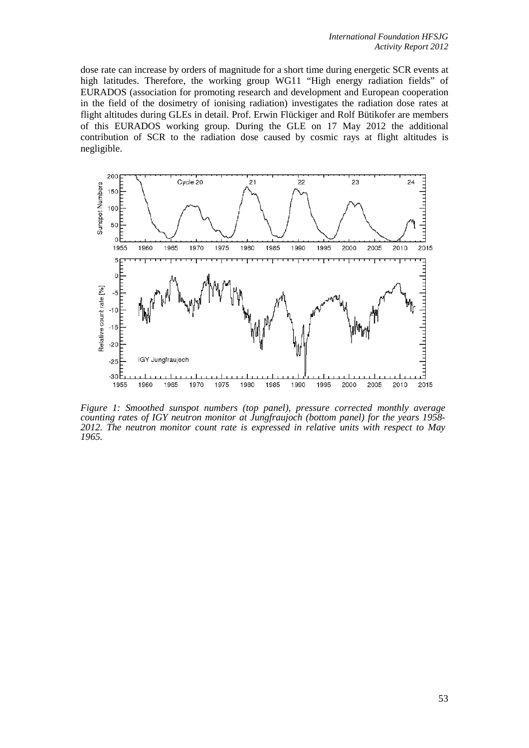dose rate can increase by orders of magnitude for a short time during energetic SCR events at high latitudes. Therefore, the working group WG11 "High energy radiation fields" of EURADOS (association for promoting research and development and European cooperation in the field of the dosimetry of ionising radiation) investigates the radiation dose rates at flight altitudes during GLEs in detail. Prof. Erwin Flückiger and Rolf Bütikofer are members of this EURADOS working group. During the GLE on 17 May 2012 the additional contribution of SCR to the radiation dose caused by cosmic rays at flight altitudes is negligible.

*Figure 1: Smoothed sunspot numbers (top panel), pressure corrected monthly average counting rates of IGY neutron monitor at Jungfraujoch (bottom panel) for the years 1958-2012. The neutron monitor count rate is expressed in relative units with respect to May 1965.*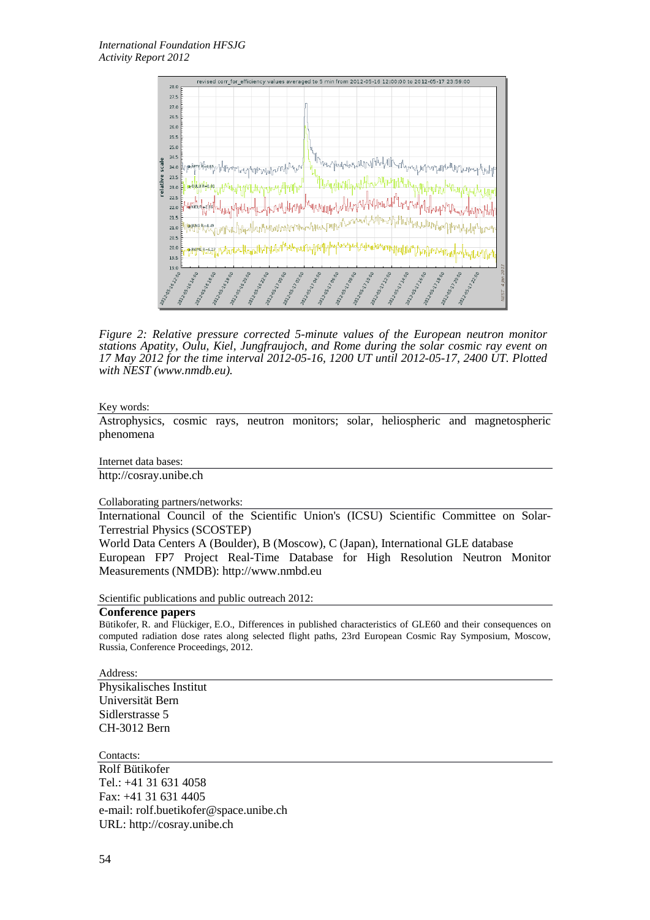revised corr_for_efficiency values averaged to 5 min from 2012-05-16 12:00:00 to 2012-05-17 23:59:00

relative scale

APTY

OULU

KIEL

JUNG

ROME

NEST 4 Jan 2013

*Figure 2: Relative pressure corrected 5-minute values of the European neutron monitor stations Apatity, Oulu, Kiel, Jungfraujoch, and Rome during the solar cosmic ray event on 17 May 2012 for the time interval 2012-05-16, 1200 UT until 2012-05-17, 2400 UT. Plotted with NEST (www.nmdb.eu).*

Key words:

Astrophysics, cosmic rays, neutron monitors; solar, heliospheric and magnetospheric phenomena

Internet data bases:

http://cosray.unibe.ch

Collaborating partners/networks:

International Council of the Scientific Union's (ICSU) Scientific Committee on Solar-Terrestrial Physics (SCOSTEP)

World Data Centers A (Boulder), B (Moscow), C (Japan), International GLE database

European FP7 Project Real-Time Database for High Resolution Neutron Monitor Measurements (NMDB): http://www.nmbd.eu

Scientific publications and public outreach 2012:

**Conference papers**

Bütikofer, R. and Flückiger, E.O., Differences in published characteristics of GLE60 and their consequences on computed radiation dose rates along selected flight paths, 23rd European Cosmic Ray Symposium, Moscow, Russia, Conference Proceedings, 2012.

Address:

Physikalisches Institut
Universität Bern
Sidlerstrasse 5
CH-3012 Bern

Contacts:

Rolf Bütikofer
Tel.: +41 31 631 4058
Fax: +41 31 631 4405
e-mail: rolf.buetikofer@space.unibe.ch
URL: http://cosray.unibe.ch